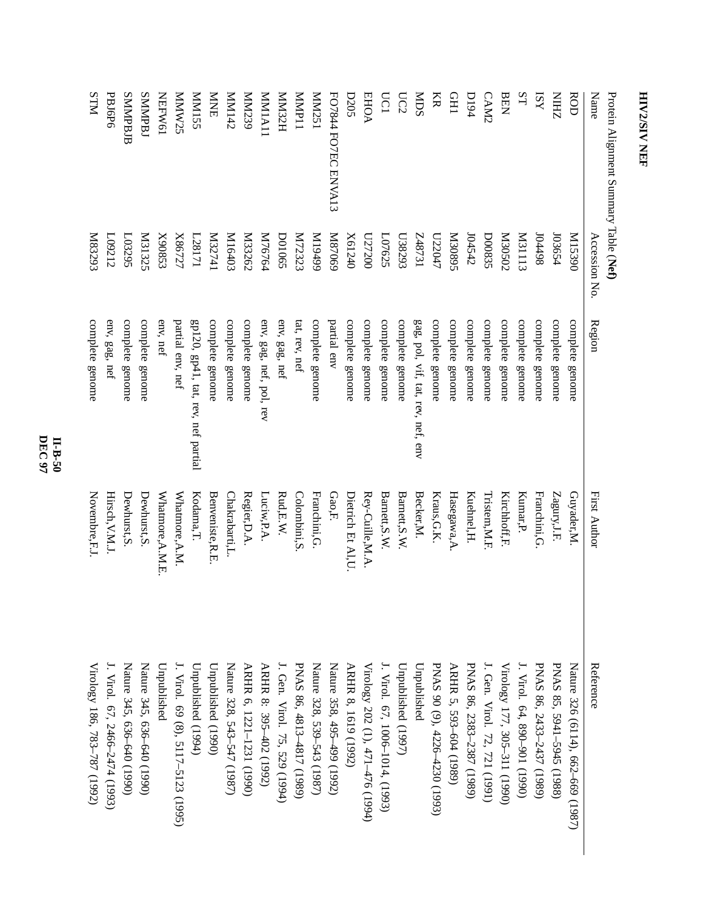# HIV2/SIV NEF

Protein Alignment Summary Table (**Nef**)

| Name | Accession No. | Region | First Author | Reference |
|---|---|---|---|---|
| ROD | M15390 | complete genome | Guyader,M. | Nature 326 (6114), 662–669 (1987) |
| NIHZ | J03654 | complete genome | Zagury,J.F. | PNAS 85, 5941–5945 (1988) |
| ISY | J04498 | complete genome | Franchini,G. | PNAS 86, 2433–2437 (1989) |
| ST | M31113 | complete genome | Kumar,P. | J. Virol. 64, 890–901 (1990) |
| BEN | M30502 | complete genome | Kirchhoff,F. | Virology 177, 305–311 (1990) |
| CAM2 | D00835 | complete genome | Tristem,M.F. | J. Gen. Virol. 72, 721 (1991) |
| D194 | J04542 | complete genome | Kuehnel,H. | PNAS 86, 2383–2387 (1989) |
| GH1 | M30895 | complete genome | Hasegawa,A. | ARHR 5, 593–604 (1989) |
| KR | U22047 | complete genome | Kraus,G.K. | PNAS 90 (9), 4226–4230 (1993) |
| MDS | Z48731 | gag, pol, vif, tat, rev, nef, env | Becker,M. | Unpublished |
| UC2 | U38293 | complete genome | Barnett,S.W. | Unpublished (1997) |
| UC1 | L07625 | complete genome | Barnett,S.W. | J. Virol. 67, 1006–1014, (1993) |
| EHOA | U27200 | complete genome | Rey-Cuille,M.A. | Virology 202 (1), 471–476 (1994) |
| D205 | X61240 | complete genome | Dietrich Et Al,U. | ARHR 8, 1619 (1992) |
| FO7844 FO7EC ENVA13 | M87069 | partial env | Gao,F. | Nature 358, 495–499 (1992) |
| MM251 | M19499 | complete genome | Franchini,G. | Nature 328, 539–543 (1987) |
| MMP11 | M72323 | tat, rev, nef | Colombini,S. | PNAS 86, 4813–4817 (1989) |
| MM32H | D01065 | env, gag, nef | Rud,E.W. | J. Gen. Virol. 75, 529 (1994) |
| MM1A11 | M76764 | env, gag, nef, pol, rev | Luciw,P.A. | ARHR 8: 395–402 (1992) |
| MM239 | M33262 | complete genome | Regier,D.A. | ARHR 6, 1221–1231 (1990) |
| MM142 | M16403 | complete genome | Chakrabarti,L. | Nature 328, 543–547 (1987) |
| MNE | M32741 | complete genome | Benveniste,R.E. | Unpublished (1990) |
| MM155 | L28171 | gp120, gp41, tat, rev, nef partial | Kodama,T. | Unpublished (1994) |
| MMW25 | X86727 | partial env, nef | Whatmore,A.M. | J. Virol. 69 (8), 5117–5123 (1995) |
| NEFW61 | X90853 | env, nef | Whatmore,A.M.E. | Unpublished |
| SMMPBJ | M31325 | complete genome | Dewhurst,S. | Nature 345, 636–640 (1990) |
| SMMPBJB | L03295 | complete genome | Dewhurst,S. | Nature 345, 636–640 (1990) |
| PBJ6P6 | L09212 | env, gag, nef | Hirsch,V.M.J. | J. Virol. 67, 2466–2474 (1993) |
| STM | M83293 | complete genome | Novembre,F.J. | Virology 186, 783–787 (1992) |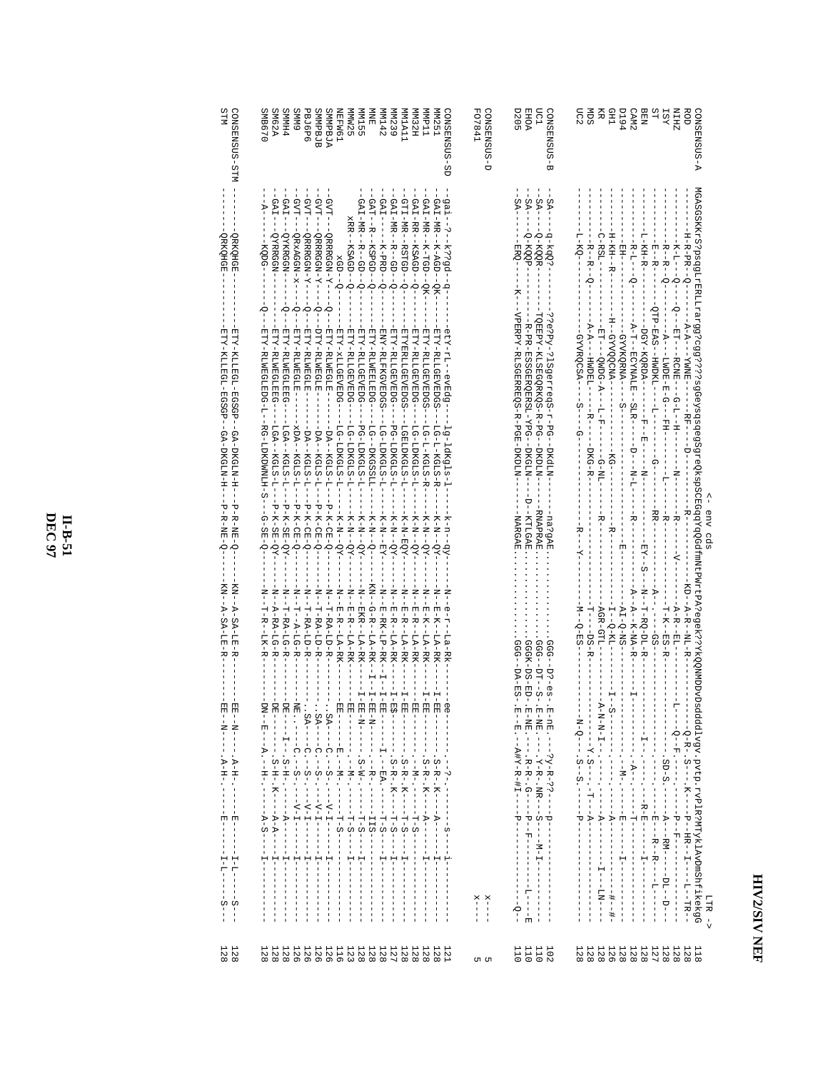# HIV/SIV NEF

```
                                                                    <- env cds                                                                      LTR ->
CONSENSUS-A  MGASGSKKrS?psgLrERLLrargg?cgg????sgGeysqsqegSgreQkspSCEGqqYqQGdfmNtPWrtPAPaegek??yKQQNMDDvDsdddlygv.pvtp.rvPlR?MTykLAvDmShfikekgG  118
ROD          --------H-R-PR--Q------A-A--YWNE------RF----D------------R----------------------KD--A-R--NL-R-----------------Q-R--S---K---P--HR--I---L--TR-  128
NIHZ         --------K-L---Q----Q--ET---RCNE----G-L--H--------N----------R-----------V--------------A-R--EL-----------L-----Q--F----------P--F------------  128
ISY          --------R-R--Q------A---LWDE-E-G--FH-------L--------------R---------------------------T-K--ES-R---------------------SD-S------A---RM-----DL--D---  128
ST           --------E--R------QTP-EAS--HWDKL----L------G------------RR-------------------------A------GS-------------------------------E----R--R----L-----  127
BEN          --------L-KH-R--------DGY-KQRDA-------F--E-----N-------------EY--S--N--T-RQ-DL-R-------------I-------------------R-E-------I-------------  128
CAM2         --------R-L---Q-------A-T--ECYNALE--SLR----D---N-L---------R-------------A--A---K-NA-R--------I---------------A-------T-----------------  128
D194         --------EH-------------GYVKQRNA----S---------------------------------E-------AI-Q-NS---------------------------M------E-------I----------  128
GH1          --------H-KH--R------H--GYVQQCNA-------------KG---------------R-------------I--Q-KL-------I--S-----------------------A---------A-------#-#-  126
KR           --------C-RSL---------ET--QWDG-A---L-F-----G-NL-------------R-----------------AGR-GTL---------A-N-N-I--------------A-------I---LN-----  128
MDS          --------R--R---Q-------A-A---HWDEL-------R-----DKG-R---------------------------T---DS-R---------------Y-S---T--A-----------------  128
UC2          --------L-KQ----------GYVRQCSA---S---G--------------------R----Y-----------M---Q-ES--------N-Q------S--S------P---------------------  128

CONSENSUS-B  -SA---q-kqQ?-------??ePPy-?lSgerreqS-r-PG--DKdLN-------na?gAE.............GGG--D?-es--E-nE.--?y-R-??---P----------------------  102
UC1          -SA---Q-KQQR-------TQEEPY-KLSEGQRKQS-R-PG--DKDLN-------RNAPRAE.............GGG--DT--S--E-NE.--Y-R--NR--S---M-I---------------  110
EHOA         -SA---Q-KQQP-------R-PR-ESSGERQERSL-YPG--DKGLN----D--KTLGAE.............GGGK--DS--ED--E-NE.--R-R--G----P--F------------L---E  110
D205         -SA------ERQ---K---VPERPY-RLSGERREQS-R-PGE-DKDLN-------NARGAE.............GGG--DA-ES-.E--E--A#Y-R-#I---P--------------------Q-  110

CONSENSUS-D                                                                                                                                      x---   5
F07841                                                                                                                                           x---   5

CONSENSUS-SD -gai--?---k??gd--q-----etY-rL--evEdg---lg-ldkgls-l-----k-n--qy-----N--e-r--La-Rk-----ee--------?---------s--i-------------  121
MM251        -GAI-MR--K-AGD--QK-----ETY-RLLGEVEDGS--LG-L-KGLS-R-----K-N--QY-----N--E-K--LA-RK-----I-EE-------S-R--K----A------I------------  128
MMP11        -GAI-MR--K-TGD--QK-----ETY-RLLGEVEDGS--LG-L-KGLS-R-----K-N--QY-----N--E-K--LA-RK-----I-EE-------S-R--K----A------I------------  128
MM32H        -GAI-RR--KSAGD--Q------ETY-RLLGEVEDG---LG-LDKGLS-L-----K-N--QY-----N--E-R--LA-RK-----EE------------------T-S-------------------  128
MM1A11       -GTI-MR--RSTGD--Q------ETYERLLGEVEDGS--LGELDKGLS-L-----K-N-EQY-----N--E-R--LA-RK-----I-EE-------S-R--K----T-S---I------------  128
MM239        -GAI-MR--R--GD--Q------ETY-RLLGEVEDG---PG-LDKGLS-L-----K-N--QY-----N--E-R--LA-RK-----I-ES-------S-R--K----T-S---I------------  127
MM142        -GAI-----K-PRD--Q------ENY-RLFKGVEDGS--LG-LDKGLS-L-----K-N--EY-----N--E-RK-LP-RK--I--I-EE------I---EA------T-S---I------------  128
MNE          -GAT--R--KSPGD--Q------ETY-RLWEELEDG---LG--DKGSSLL-----K-N--Q------KN--G-R--LA-RK--I--I-EE-N----------R----IIS---------------  128
MM155        -GAI-MR--R--GD--Q------ETY-RLLGEVEDG---PG-LDKGLS-L-----K-N--QY-----N--EKR--LA-RK-----I-EE-N-------S-W------T-S---I------------  128
MM25         ---xRR--KSAGD--Q------ETY-RLLGEVEDG---LG-LDKGLS-L-----K-N--QY-----N--E-R--LA-RK-----EE-------------M-----T-S---I------------  123
NEFW61       ------xGD---Q------ETY-xLLGEVEDG---LG-LDKGLS-L-----K-N--QY-----N--E-R--LA-RK-----EE-----------E---M-----T-S---------------  116
SMMPBJA      -GVT---QRRGGN-Y---Q----ETY-RLWEGLE------DA--KGLS-L---P-K-CE-Q-----N--T-RA-LD-R-------.SA----C---S----V-I-------------------  126
SMMPBJB      -GVT---QRRGGN-Y---Q----DTY-RLWEGLE------DA--KGLS-L---P-K-CE-Q-----N--T-RA-LD-R-------.SA----C---S----V-I-------------------  126
PBJ6P6       -GVT---QRRGGN-Y---Q----ETY-RLWEGLE------DA--KGLS-L---P-K-CE-Q-----N--T-RA-LD-R-------.SA----C---S----V-I-------------------  126
SMM9         -GVT---QRxAGGN-x---Q----ETY-RLWEGLE------xDA--KGLS-L---P-K-CE-Q-----N--T--A-LG-R-------NE.----C---S----V-I-------------------  126
SMMH4        -GAI---QYKRGGN-----Q----ETY-RLWEGLEEG----LGA--KGLS-L---P-K-SE-QY-----N--T-RA-LG-R-------DE------I---S-H------A------I----------  128
SM62A        -GAI---QYRRGGN----------ETY-RLWEGLEEG----LGA--KGLS-L---P-K-SE-QY-----N--A-RA-LG-R-------DE---------S-H--K----A-A---I----------  128
SMB670       --A-----KQDG-----Q-----ETY-RLWEGLEDG-L---RG-LDKDWNLH-S--G-SE-Q-----N--T-R--LK-R-------DN--E--A---H------A-S---I--------------  128

CONSENSUS-STM --------QRKQHGE---------ETY-KLLEGL-EGSGP--GA-DKGLN-H---P-R-NE-Q-----KN--A-SA-LE-R-------EE--N-----A-H------E-----I-L-----S--  128
STM           --------QRKQHGE---------ETY-KLLEGL-EGSGP--GA-DKGLN-H---P-R-NE-Q-----KN--A-SA-LE-R-------EE--N-----A-H------E-----I-L-----S--  128
```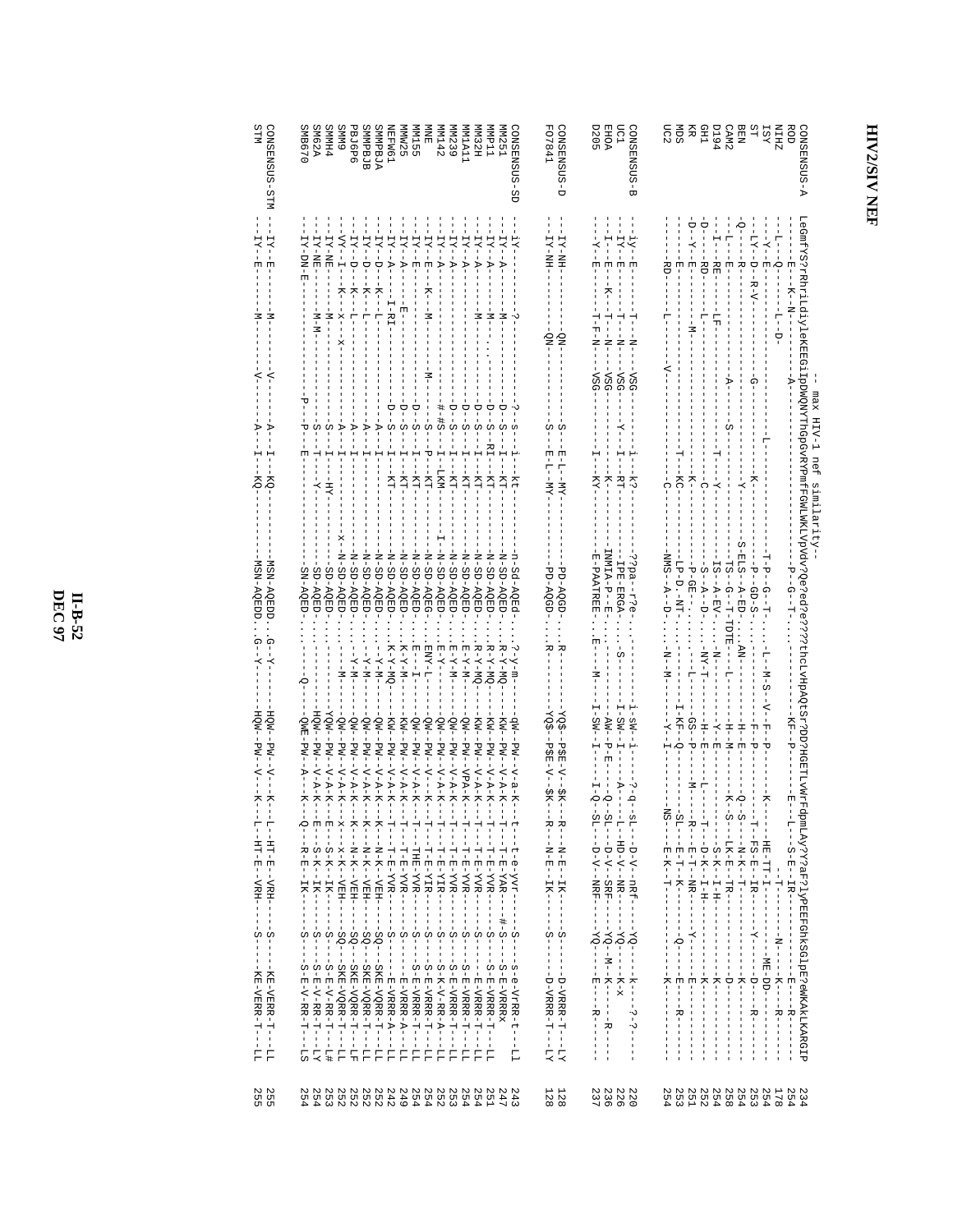# HIV2/SIV NEF

```
                                   -- max HIV-1 nef similarity--
CONSENSUS-A   LeGmfYSrRhrilDiylekEEGiipDWQNYTHgpGvRYPmfFGWLWKLVpVdv?Qe?ed?e?????thcLvHpAQtSr?DD?HGETLVWrFdpmLAy?Y?aF?lypEEFGhkSGlpE?ewKAKLKARGIP  234
ROD           -------E---K--N--------A-----------------------------P--G--T--------------------KF--P------E---L---S-E--IR----------E----R-------  254
NIHZ          --L---Q-------L--D-------------------------------------------------------------------------------------T-----------N----K----R-------  178
ISY           --Y--E----------------------L------------------------T-P--G--T------L--M-S--V--F--P------K----HE-TT-I--------ME-DD------------------  174
ST            --LY--D--R-V------------G-----------------------------P--GD-S-------------F--P------------T--FS-E--IR-------Y----D----R-------------  253
BEN           Q-----R------------------------------K---------------S-ELS--A-ED----AN-----------H--E-------Q--S----N-K--T--------K-------------------  254
CAM2          --L---E---------------A------S-------------Y---------TS--G--T-TDTE---L-----------H--M-------K--S---LK-E--TR----------D---------------  258
D194          --I---RE-----LF------------------------T---Y---------IS--A-EV-------N-------------Y--E----------------S-K--I-H---------K---------------  254
GH1           -D----RD------L-------------------------C-------------S--A--D--------NY-T----------H--E-------L------T--D-K--I-H-------K---------------  252
KR            -D--Y--E------------M-----------------------K---------P--GE-------------L--------GS--P------M------R---E-T--NR-------Y---E-------------  251
MDS           ------E-------------------------------T---KC-----------LP--D--NT-------------------I-KF--Q-----------SL---E-T--K-------Q----E----R-----  253
UC2           ------RD------L--------V-----------------C------------NMS--A--D-----N---M----------Y--I-------------NS----E-K--T------K-----------------  254

CONSENSUS-B   --iY--E------T---N---VSG-----------i---k?-------??pa--r?e-------------i-sW--i--------?-q--SL----D-V--nRf-----YQ-----k----?-?-----  220
UC1           --IY--E------T---N---VSG-------Y----I---RT-------IPE-ERGA------S------I-SW--I--------A-----L--HD-V--NR-------YQ-----K-X---------  226
EHOA          --I---E--K---T---N---VSG-----------------K--------INMIA--P--E------------AW--P--E-------Q--SL-----D-V--SRF------YQ--M--K-----R-----  236
D205          --Y---E----------T-F-N---VSG----------I---KY-------E-PAATREE-----E-----M-----I-SW--I--------I-Q--SL-----D-V--NRF------YQ------E-----R-----  237

CONSENSUS-D   --IY-NH-----------QN-----------S--E-L--MY-------PD-AQGD------R--------YQ$--P$E-V--$K------R-----N-E--IK-------S------D-VRRR-T---LY  128
FO7841        --IY-NH-----------QN-----------S--E-L--MY-------PD-AQGD------R--------YQ$--P$E-V--$K------R-----N-E--IK-------S------D-VRRR-T---LY  128

CONSENSUS-SD  --iY------------?----------?--s---i---kt-------n-Sd-AQEd------?-y-m----qW--PW--v-a-K----t-----t-e-yvr-------S------s-e-VrRR-t----Ll  243
MM251         --IY--A-------M----------D--S---I---KT-------N-SD-AQED------R-Y-MQ----KW--PW--V-A-K----T-----T-E-YAR-------#-S------S-E-VRRRx-------  247
MMP11         --IY--A-------M----------D--S--RI---KT-------N-SD-AQED------R-Y-MQ----KW--PW--V-A-K----T-----T-E-YVR-------S------S-E-VRRR-T----LL  251
MM32H         --IY--A-------M----------D--S---I---KT-------N-SD-AQED------R-Y-MQ----KW--PW--V-A-K----T-----T-E-YVR-------S------E-VRRR-T----LL  254
MM1A11        --IY--A----------------D--S---I---KT-------N-SD-AQED------E-Y-M-----QW--PW--VPA-K----T-----T-E-YVR-------S------S-E-VRRR-T----LL  254
MM239         --IY--A----------------D--S---I---KT-------N-SD-AQED------E-Y-M-----QW--PW--V-A-K----T-----T-E-YVR-------S------S-E-VRRR-T----LL  253
MM142         --IY--A----------------#-#S--I---LKM-------I-N-SD-AQED------E-Y-------QW--PW--V-A-K----T-----T-E-YIR-------S------S-K-V-RR-A----LL  252
MNE           --IY--E----K--M--------M----S---P---KT-------N-SD-AQEG------ENY-L-----QW--PW--V---K----T-----T-E-YIR-------S------S-E-VRRR-T----LL  254
MM155         --IY--E------------------D--S---I---KT-------N-SD-AQED------E--I------QW--PW--V-A-K----T-----THE-YVR-------S------S-E-VRRR-T----LL  254
MMW25         --IY--A-------E----------D--S---I---KT-------N-SD-AQED------K-Y-M-----KW--PW--V-A-K----T-----T-E-YVR-------S------E-VRRR-A----LL  249
NEFW61        --IY--A------I-RI--------D--S---I---KT-------N-SD-AQED------K-Y-MQ----KW--PW--V-A-K----T-----T-E-YVR-------S------E-VRRR-A----LL  242
SMMPBJA       --IY--D-----K--L-----------A---I------------N-SD-AQED------Y-M-------QW--PW--V-A-K----K-----N-K--VEH-------SQ-----SKE-VQRR-T----LL  252
SMMPBJB       --IY--D-----K--L-----------A---I------------N-SD-AQED------Y-M-------QW--PW--V-A-K----K-----N-K--VEH-------SQ-----SKE-VQRR-T----LL  252
PBJ6P6        --IY--D-----K--L-----------A---I------------N-SD-AQED------Y-M-------QW--PW--V-A-K----K-----N-K--VEH-------SQ-----SKE-VQRR-T----LF  252
SMM9          --VY--I-----K--x---x-------A---I------------x-N-SD-AQED------------M--QW--PW--V-A-K----x-----x-K--VEH-------SQ-----SKE-VQRR-T----LL  252
SMMH4         --IY-NE--------M-----------S---I---HY--------SD-AQED--------------YQW--PW--V-A-K----E-----S-K--IK-------S------S-E-V-RR-T----L#  253
SMM62A        --IY-NE------M-M-----------S---T----Y--------SD-AQED--------------HQW--PW--V-A-K----E-----S-K--IK-------S------S-E-V-RR-T----LY  254
SMB670        --IY-DN-E-----------P--P---E--------------SN-AQED--------Q-------QWE-PW--A---K----Q-----R-E--IK-------S------S-E-V-RR-T----LS  254

CONSENSUS-STM --IY--E-------M----------V--A---I---KQ-------MSN-AQEDD---G-Y-------HQW--PW--V---K----L-----HT-E--VRH-------S------KE-VERR-T----LL  255
STM           --IY--E-------M----------V--A---I---KQ-------MSN-AQEDD---G-Y-------HQW--PW--V---K----L-----HT-E--VRH-------S------KE-VERR-T----LL  255
```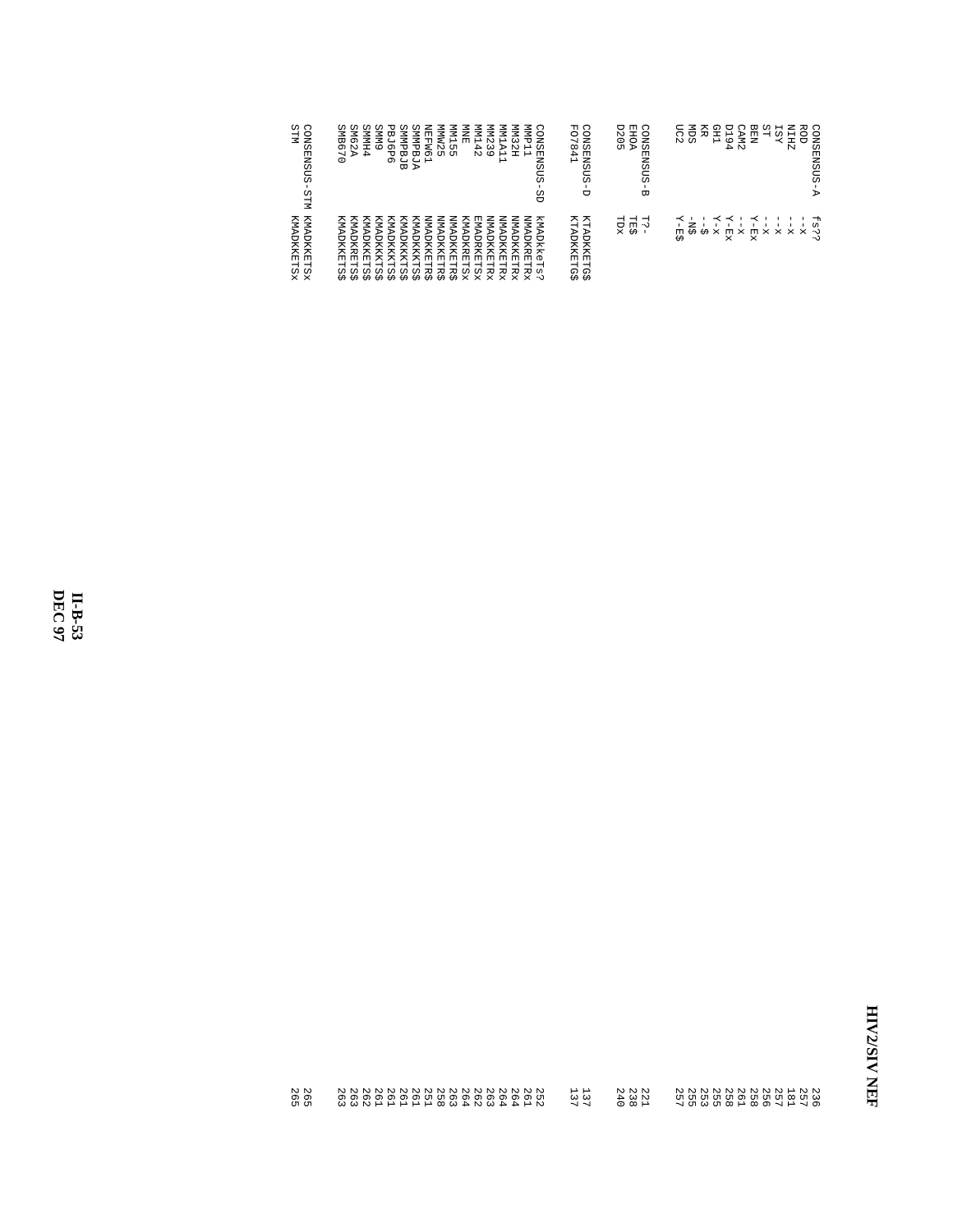# HIV2/SIV NEF

```
CONSENSUS-A   fs??          236
ROD           --x           257
NIHZ          --x           181
ISY           --x           257
ST            --x           256
BEN           Y-Ex          258
CAM2          --x           258
D194          Y-Ex          261
GH1           Y-x           255
KR            --$           253
MDS           -N$           255
UC2           Y-E$          257

CONSENSUS-B   T?-           221
EHOA          TE$           238
D205          TDx           240

CONSENSUS-D   KTADKKETG$    137
F07841        KTADKKETG$    137

CONSENSUS-SD  kMADkkeTs?    252
MMP11         NMADKRETRx    261
MM32H         NMADKKETRx    264
MM1A11        NMADKKETRx    264
MM239         NMADKKETRx    263
MM142         EMADRKETSx    262
MNE           KMADKRETSx    264
MM155         NMADKKETR$    263
MMW25         NMADKKETR$    258
NEFW61        NMADKKETR$    251
SMMPBJA       KMADKKKTS$    261
SMMPBJB       KMADKKKTS$    261
PBJ6P6        KMADKKKTS$    261
SMM9          KMADKKKTS$    261
SMMH4         KMADKKETS$    262
SM62A         KMADKRETS$    263
SMB670        KMADKKETS$    263

CONSENSUS-STM KMADKKETSx    265
STM           KMADKKETSx    265
```

II-B-53
DEC 97